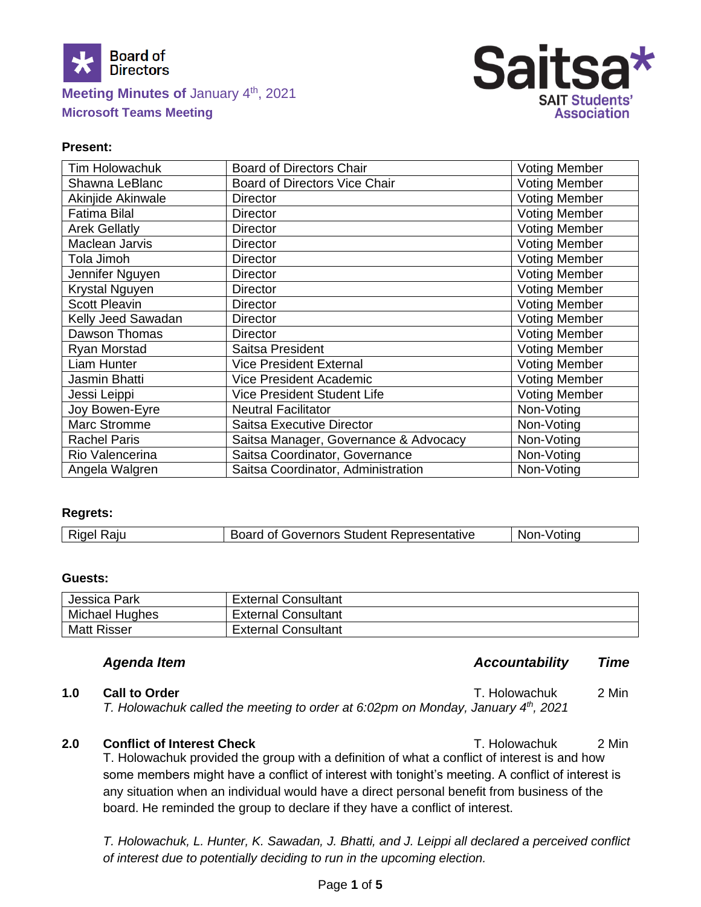Board of Directors

**Meeting Minutes of** January 4th, 2021

**Microsoft Teams Meeting**

Saitsa* SAIT Students' Association

**Present:**

| | | |
|---|---|---|
| Tim Holowachuk | Board of Directors Chair | Voting Member |
| Shawna LeBlanc | Board of Directors Vice Chair | Voting Member |
| Akinjide Akinwale | Director | Voting Member |
| Fatima Bilal | Director | Voting Member |
| Arek Gellatly | Director | Voting Member |
| Maclean Jarvis | Director | Voting Member |
| Tola Jimoh | Director | Voting Member |
| Jennifer Nguyen | Director | Voting Member |
| Krystal Nguyen | Director | Voting Member |
| Scott Pleavin | Director | Voting Member |
| Kelly Jeed Sawadan | Director | Voting Member |
| Dawson Thomas | Director | Voting Member |
| Ryan Morstad | Saitsa President | Voting Member |
| Liam Hunter | Vice President External | Voting Member |
| Jasmin Bhatti | Vice President Academic | Voting Member |
| Jessi Leippi | Vice President Student Life | Voting Member |
| Joy Bowen-Eyre | Neutral Facilitator | Non-Voting |
| Marc Stromme | Saitsa Executive Director | Non-Voting |
| Rachel Paris | Saitsa Manager, Governance & Advocacy | Non-Voting |
| Rio Valencerina | Saitsa Coordinator, Governance | Non-Voting |
| Angela Walgren | Saitsa Coordinator, Administration | Non-Voting |

**Regrets:**

| | | |
|---|---|---|
| Rigel Raju | Board of Governors Student Representative | Non-Voting |

**Guests:**

| | |
|---|---|
| Jessica Park | External Consultant |
| Michael Hughes | External Consultant |
| Matt Risser | External Consultant |

| | *Agenda Item* | *Accountability* | *Time* |
|---|---|---|---|
| **1.0** | **Call to Order** | T. Holowachuk | 2 Min |

*T. Holowachuk called the meeting to order at 6:02pm on Monday, January 4th, 2021*

| | | | |
|---|---|---|---|
| **2.0** | **Conflict of Interest Check** | T. Holowachuk | 2 Min |

T. Holowachuk provided the group with a definition of what a conflict of interest is and how some members might have a conflict of interest with tonight's meeting. A conflict of interest is any situation when an individual would have a direct personal benefit from business of the board. He reminded the group to declare if they have a conflict of interest.

*T. Holowachuk, L. Hunter, K. Sawadan, J. Bhatti, and J. Leippi all declared a perceived conflict of interest due to potentially deciding to run in the upcoming election.*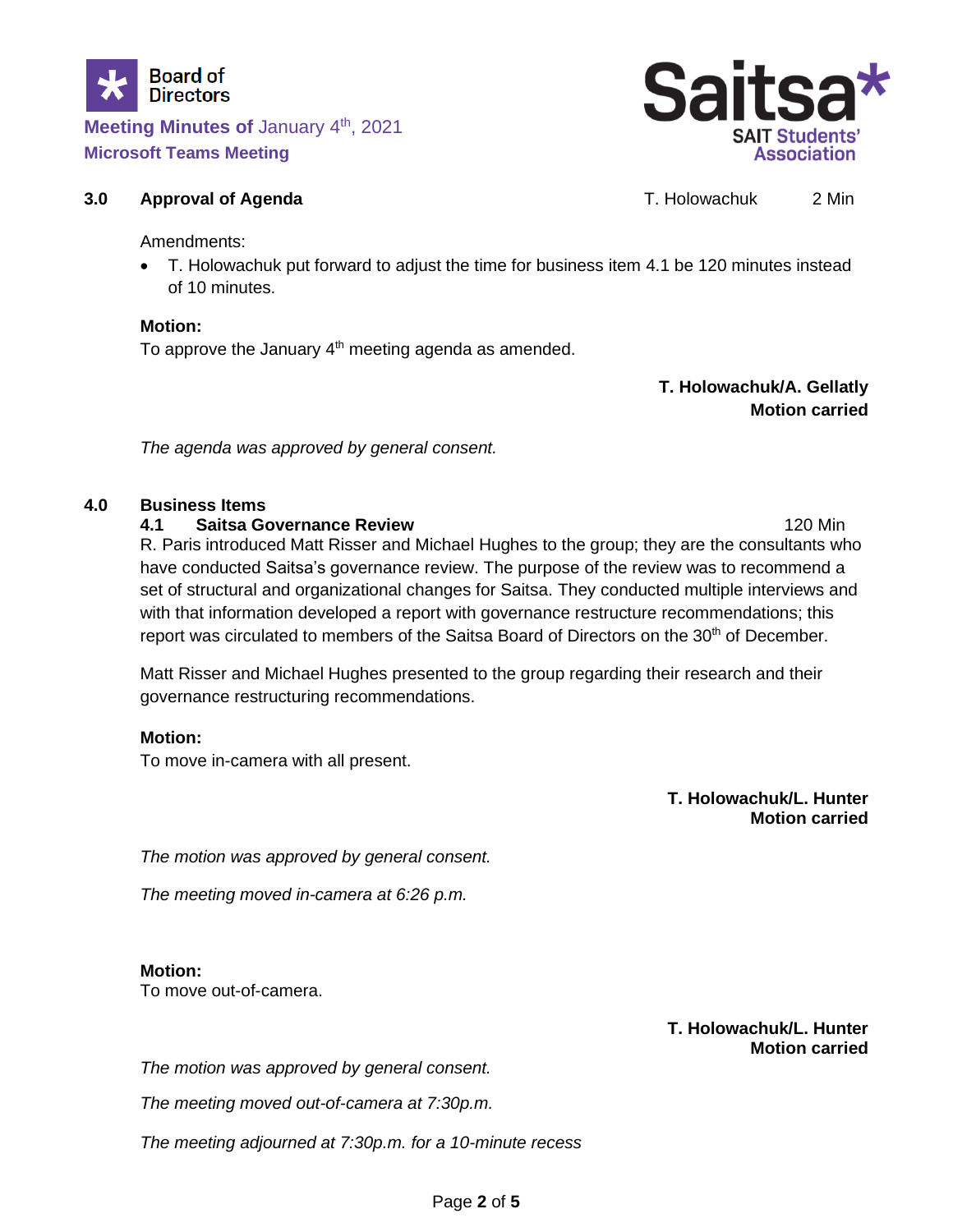Board of Directors

**Meeting Minutes of** January 4th, 2021

**Microsoft Teams Meeting**

Saitsa* SAIT Students' Association

### 3.0 Approval of Agenda — T. Holowachuk — 2 Min

Amendments:

- T. Holowachuk put forward to adjust the time for business item 4.1 be 120 minutes instead of 10 minutes.

**Motion:**
To approve the January 4th meeting agenda as amended.

**T. Holowachuk/A. Gellatly**
**Motion carried**

*The agenda was approved by general consent.*

### 4.0 Business Items

#### 4.1 Saitsa Governance Review — 120 Min

R. Paris introduced Matt Risser and Michael Hughes to the group; they are the consultants who have conducted Saitsa's governance review. The purpose of the review was to recommend a set of structural and organizational changes for Saitsa. They conducted multiple interviews and with that information developed a report with governance restructure recommendations; this report was circulated to members of the Saitsa Board of Directors on the 30th of December.

Matt Risser and Michael Hughes presented to the group regarding their research and their governance restructuring recommendations.

**Motion:**
To move in-camera with all present.

**T. Holowachuk/L. Hunter**
**Motion carried**

*The motion was approved by general consent.*

*The meeting moved in-camera at 6:26 p.m.*

**Motion:**
To move out-of-camera.

**T. Holowachuk/L. Hunter**
**Motion carried**

*The motion was approved by general consent.*

*The meeting moved out-of-camera at 7:30p.m.*

*The meeting adjourned at 7:30p.m. for a 10-minute recess*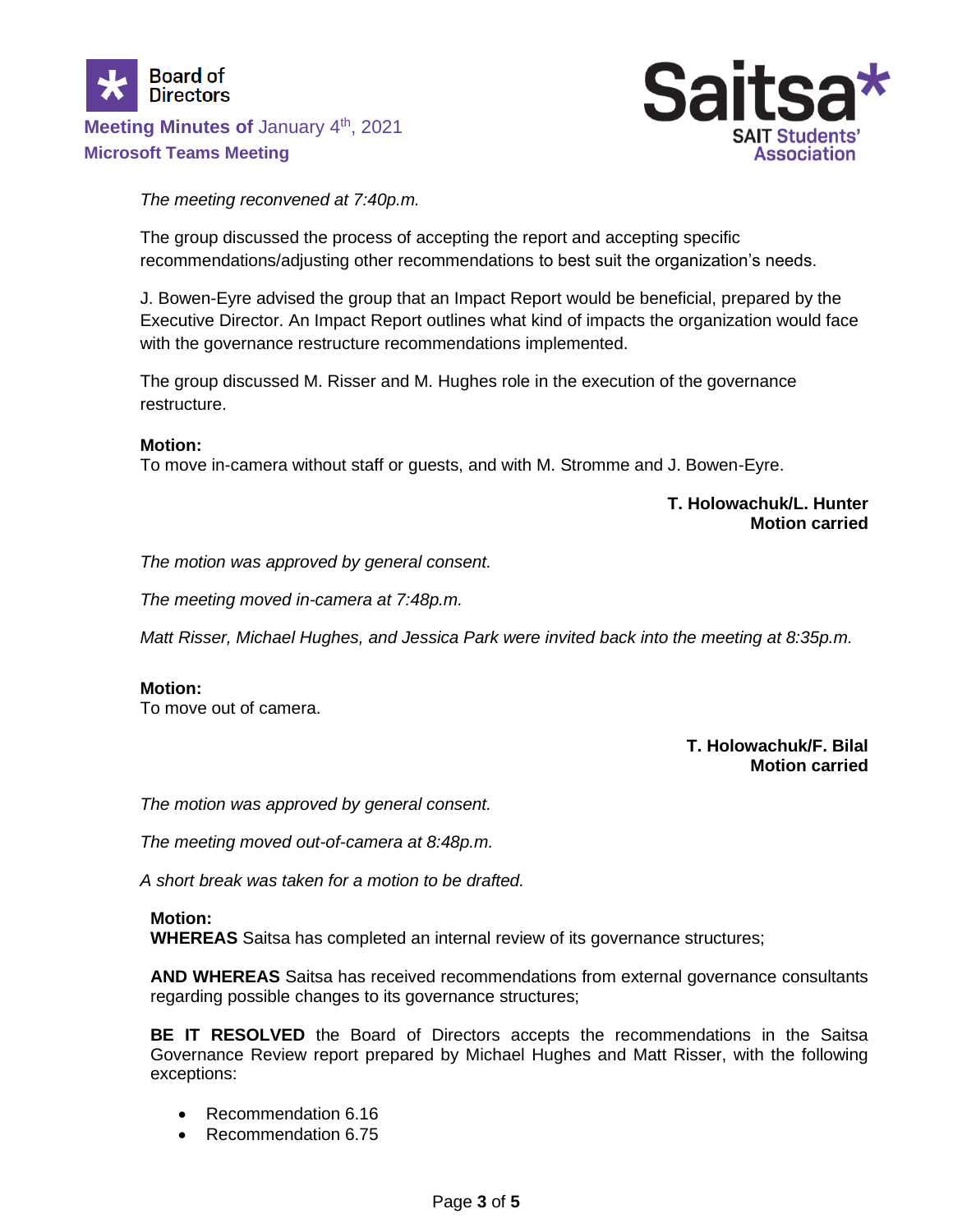*The meeting reconvened at 7:40p.m.*

The group discussed the process of accepting the report and accepting specific recommendations/adjusting other recommendations to best suit the organization's needs.

J. Bowen-Eyre advised the group that an Impact Report would be beneficial, prepared by the Executive Director. An Impact Report outlines what kind of impacts the organization would face with the governance restructure recommendations implemented.

The group discussed M. Risser and M. Hughes role in the execution of the governance restructure.

**Motion:**
To move in-camera without staff or guests, and with M. Stromme and J. Bowen-Eyre.

**T. Holowachuk/L. Hunter**
**Motion carried**

*The motion was approved by general consent.*

*The meeting moved in-camera at 7:48p.m.*

*Matt Risser, Michael Hughes, and Jessica Park were invited back into the meeting at 8:35p.m.*

**Motion:**
To move out of camera.

**T. Holowachuk/F. Bilal**
**Motion carried**

*The motion was approved by general consent.*

*The meeting moved out-of-camera at 8:48p.m.*

*A short break was taken for a motion to be drafted.*

**Motion:**
**WHEREAS** Saitsa has completed an internal review of its governance structures;

**AND WHEREAS** Saitsa has received recommendations from external governance consultants regarding possible changes to its governance structures;

**BE IT RESOLVED** the Board of Directors accepts the recommendations in the Saitsa Governance Review report prepared by Michael Hughes and Matt Risser, with the following exceptions:

- Recommendation 6.16
- Recommendation 6.75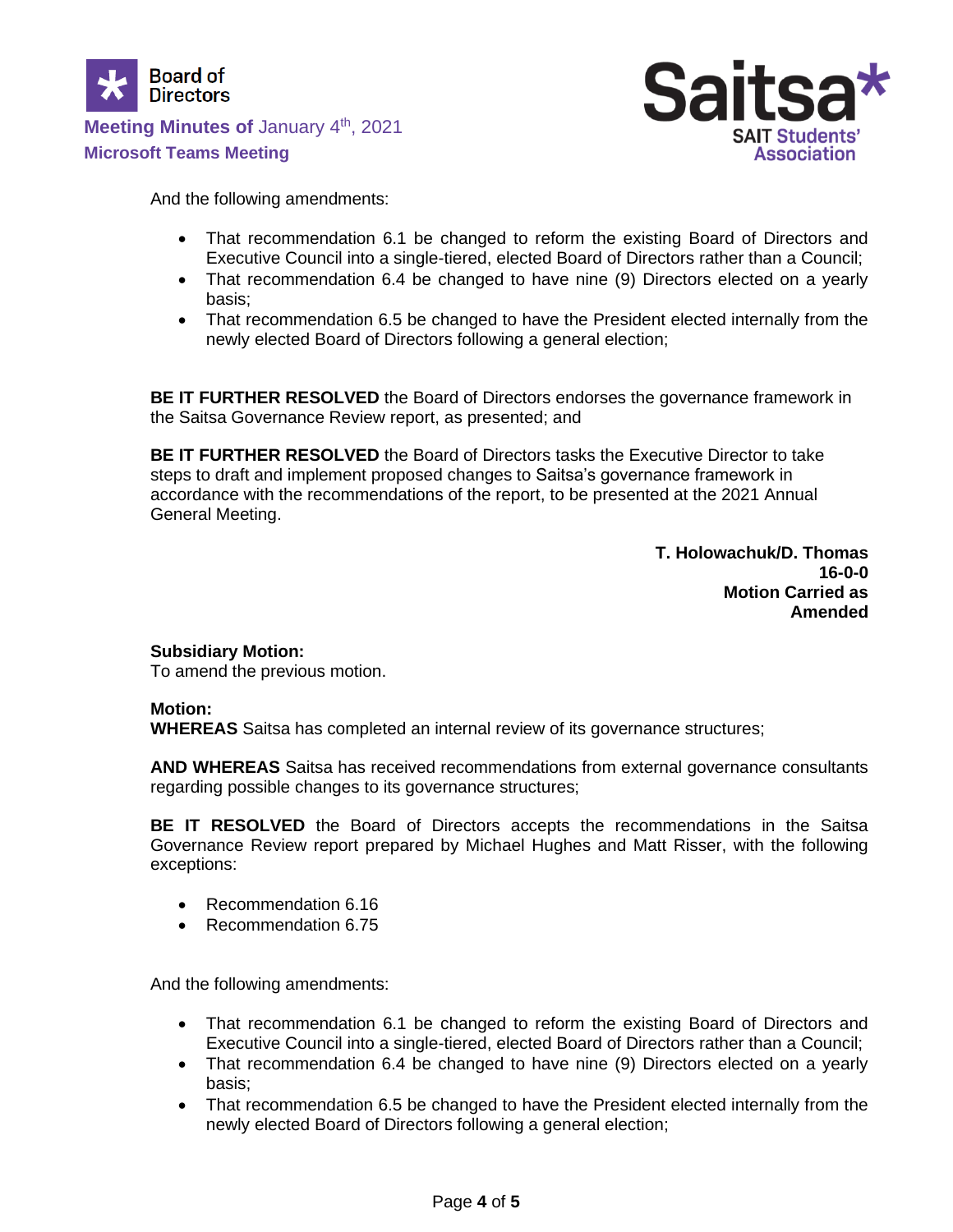And the following amendments:

- That recommendation 6.1 be changed to reform the existing Board of Directors and Executive Council into a single-tiered, elected Board of Directors rather than a Council;
- That recommendation 6.4 be changed to have nine (9) Directors elected on a yearly basis;
- That recommendation 6.5 be changed to have the President elected internally from the newly elected Board of Directors following a general election;

**BE IT FURTHER RESOLVED** the Board of Directors endorses the governance framework in the Saitsa Governance Review report, as presented; and

**BE IT FURTHER RESOLVED** the Board of Directors tasks the Executive Director to take steps to draft and implement proposed changes to Saitsa's governance framework in accordance with the recommendations of the report, to be presented at the 2021 Annual General Meeting.

**T. Holowachuk/D. Thomas**
**16-0-0**
**Motion Carried as Amended**

**Subsidiary Motion:**
To amend the previous motion.

**Motion:**
**WHEREAS** Saitsa has completed an internal review of its governance structures;

**AND WHEREAS** Saitsa has received recommendations from external governance consultants regarding possible changes to its governance structures;

**BE IT RESOLVED** the Board of Directors accepts the recommendations in the Saitsa Governance Review report prepared by Michael Hughes and Matt Risser, with the following exceptions:

- Recommendation 6.16
- Recommendation 6.75

And the following amendments:

- That recommendation 6.1 be changed to reform the existing Board of Directors and Executive Council into a single-tiered, elected Board of Directors rather than a Council;
- That recommendation 6.4 be changed to have nine (9) Directors elected on a yearly basis;
- That recommendation 6.5 be changed to have the President elected internally from the newly elected Board of Directors following a general election;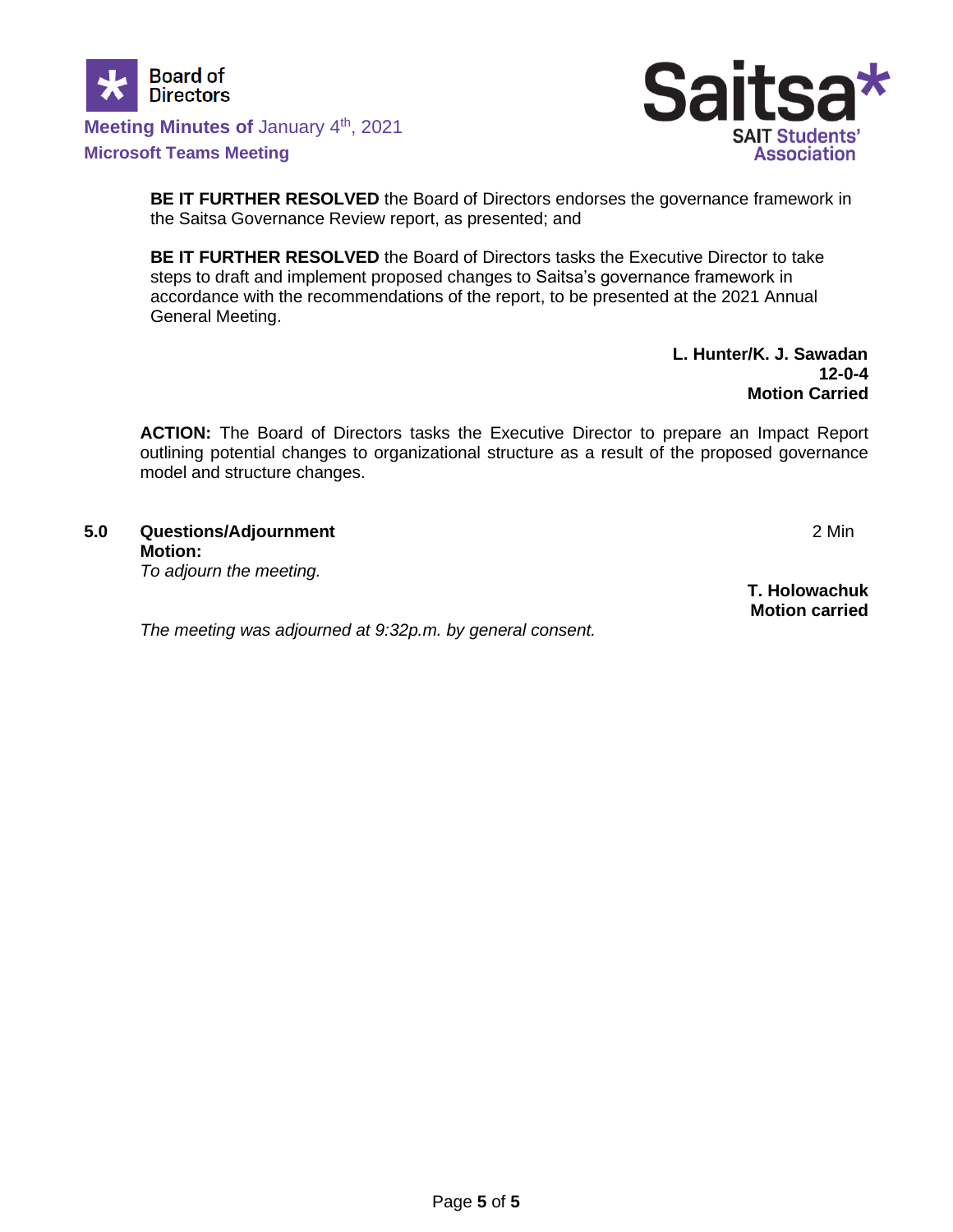**BE IT FURTHER RESOLVED** the Board of Directors endorses the governance framework in the Saitsa Governance Review report, as presented; and

**BE IT FURTHER RESOLVED** the Board of Directors tasks the Executive Director to take steps to draft and implement proposed changes to Saitsa's governance framework in accordance with the recommendations of the report, to be presented at the 2021 Annual General Meeting.

**L. Hunter/K. J. Sawadan**
**12-0-4**
**Motion Carried**

**ACTION:** The Board of Directors tasks the Executive Director to prepare an Impact Report outlining potential changes to organizational structure as a result of the proposed governance model and structure changes.

## 5.0 Questions/Adjournment

2 Min

**Motion:**
*To adjourn the meeting.*

**T. Holowachuk**
**Motion carried**

*The meeting was adjourned at 9:32p.m. by general consent.*